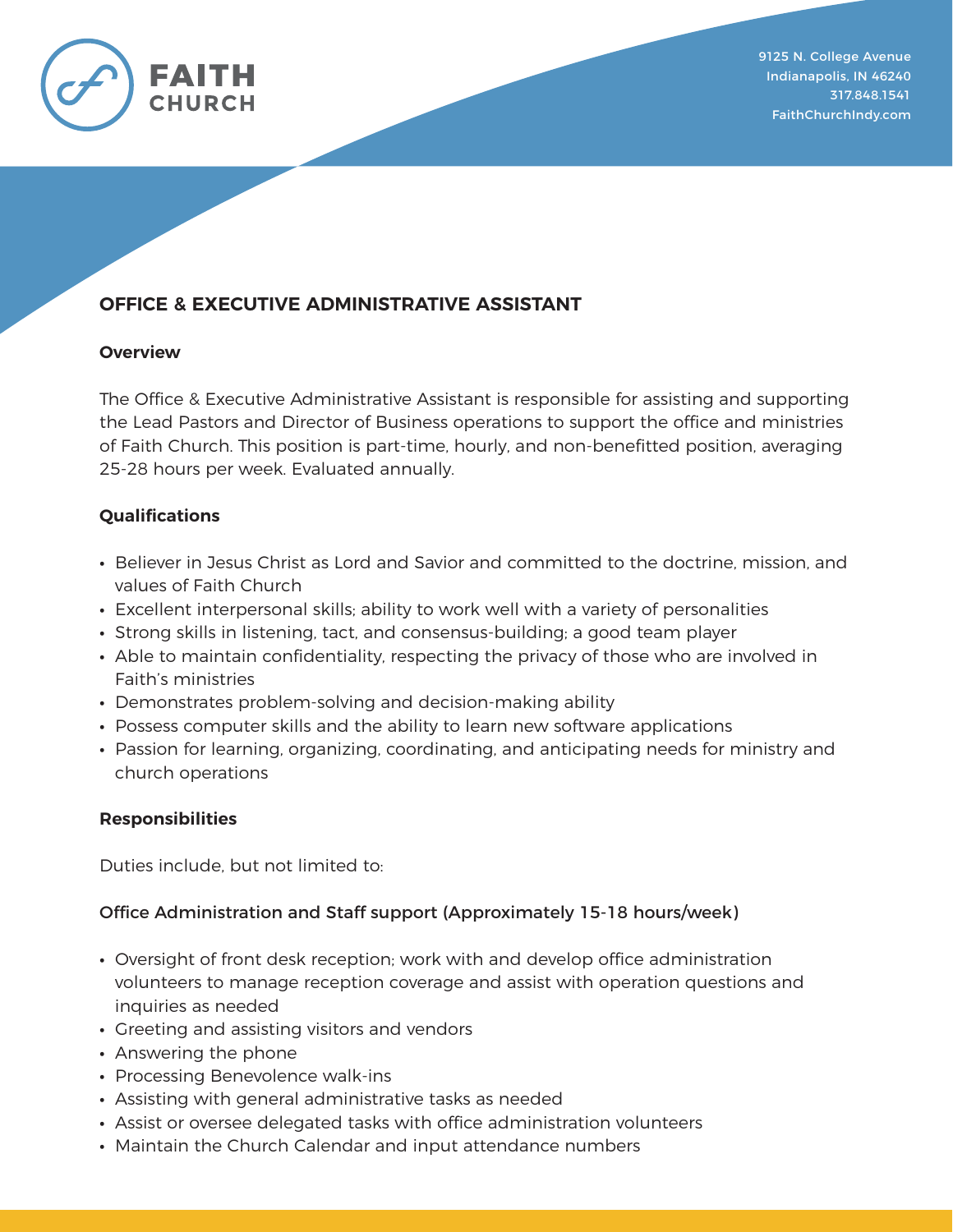FAITH CHURCH

9125 N. College Avenue
Indianapolis, IN 46240
317.848.1541
FaithChurchIndy.com

# OFFICE & EXECUTIVE ADMINISTRATIVE ASSISTANT

## Overview

The Office & Executive Administrative Assistant is responsible for assisting and supporting the Lead Pastors and Director of Business operations to support the office and ministries of Faith Church. This position is part-time, hourly, and non-benefitted position, averaging 25-28 hours per week. Evaluated annually.

## Qualifications

- Believer in Jesus Christ as Lord and Savior and committed to the doctrine, mission, and values of Faith Church
- Excellent interpersonal skills; ability to work well with a variety of personalities
- Strong skills in listening, tact, and consensus-building; a good team player
- Able to maintain confidentiality, respecting the privacy of those who are involved in Faith's ministries
- Demonstrates problem-solving and decision-making ability
- Possess computer skills and the ability to learn new software applications
- Passion for learning, organizing, coordinating, and anticipating needs for ministry and church operations

## Responsibilities

Duties include, but not limited to:

### Office Administration and Staff support (Approximately 15-18 hours/week)

- Oversight of front desk reception; work with and develop office administration volunteers to manage reception coverage and assist with operation questions and inquiries as needed
- Greeting and assisting visitors and vendors
- Answering the phone
- Processing Benevolence walk-ins
- Assisting with general administrative tasks as needed
- Assist or oversee delegated tasks with office administration volunteers
- Maintain the Church Calendar and input attendance numbers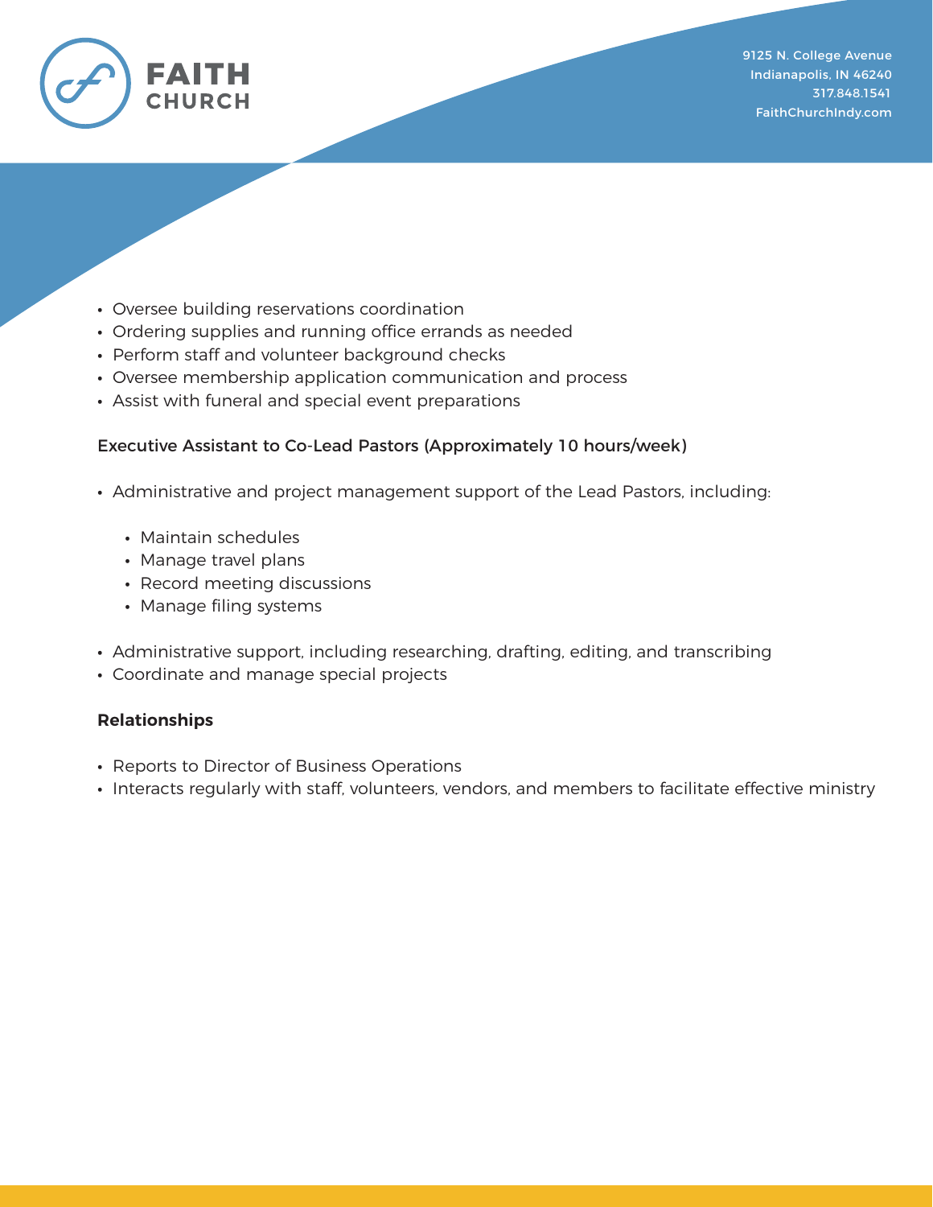- Oversee building reservations coordination
- Ordering supplies and running office errands as needed
- Perform staff and volunteer background checks
- Oversee membership application communication and process
- Assist with funeral and special event preparations

### Executive Assistant to Co-Lead Pastors (Approximately 10 hours/week)

- Administrative and project management support of the Lead Pastors, including:
    - Maintain schedules
    - Manage travel plans
    - Record meeting discussions
    - Manage filing systems
- Administrative support, including researching, drafting, editing, and transcribing
- Coordinate and manage special projects

### Relationships

- Reports to Director of Business Operations
- Interacts regularly with staff, volunteers, vendors, and members to facilitate effective ministry